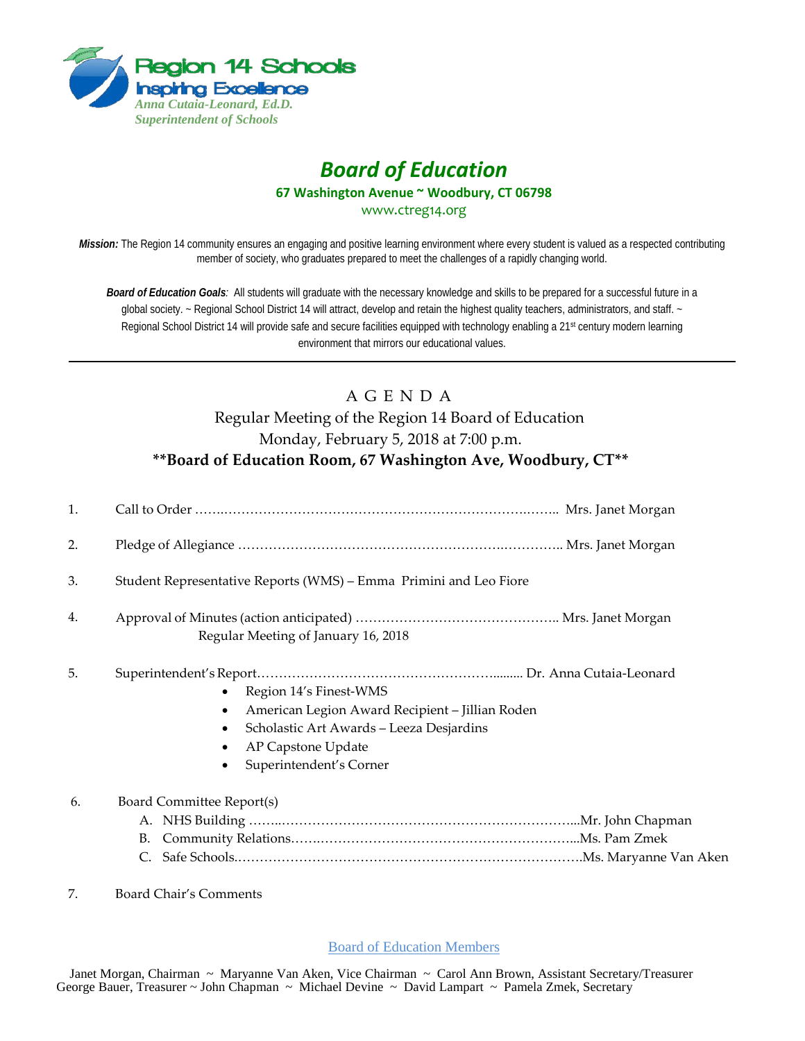Region 14 Schools
Inspiring Excellence
*Anna Cutaia-Leonard, Ed.D.*
*Superintendent of Schools*

# *Board of Education*

**67 Washington Avenue ~ Woodbury, CT 06798**

www.ctreg14.org

***Mission:*** The Region 14 community ensures an engaging and positive learning environment where every student is valued as a respected contributing member of society, who graduates prepared to meet the challenges of a rapidly changing world.

***Board of Education Goals**:* All students will graduate with the necessary knowledge and skills to be prepared for a successful future in a global society. ~ Regional School District 14 will attract, develop and retain the highest quality teachers, administrators, and staff. ~ Regional School District 14 will provide safe and secure facilities equipped with technology enabling a 21st century modern learning environment that mirrors our educational values.

---

## A G E N D A

Regular Meeting of the Region 14 Board of Education
Monday, February 5, 2018 at 7:00 p.m.
**\*\*Board of Education Room, 67 Washington Ave, Woodbury, CT\*\***

1. Call to Order ……………………………………………………………………… Mrs. Janet Morgan

2. Pledge of Allegiance ……………………………………………………………… Mrs. Janet Morgan

3. Student Representative Reports (WMS) – Emma Primini and Leo Fiore

4. Approval of Minutes (action anticipated) ……………………………………….. Mrs. Janet Morgan
   Regular Meeting of January 16, 2018

5. Superintendent's Report……………………………………………….......... Dr. Anna Cutaia-Leonard
   - Region 14's Finest-WMS
   - American Legion Award Recipient – Jillian Roden
   - Scholastic Art Awards – Leeza Desjardins
   - AP Capstone Update
   - Superintendent's Corner

6. Board Committee Report(s)
   A. NHS Building ……………………………………………………………...Mr. John Chapman
   B. Community Relations………………………………………………………...Ms. Pam Zmek
   C. Safe Schools……………………………………………………………………….Ms. Maryanne Van Aken

7. Board Chair's Comments

Board of Education Members

Janet Morgan, Chairman ~ Maryanne Van Aken, Vice Chairman ~ Carol Ann Brown, Assistant Secretary/Treasurer
George Bauer, Treasurer ~ John Chapman ~ Michael Devine ~ David Lampart ~ Pamela Zmek, Secretary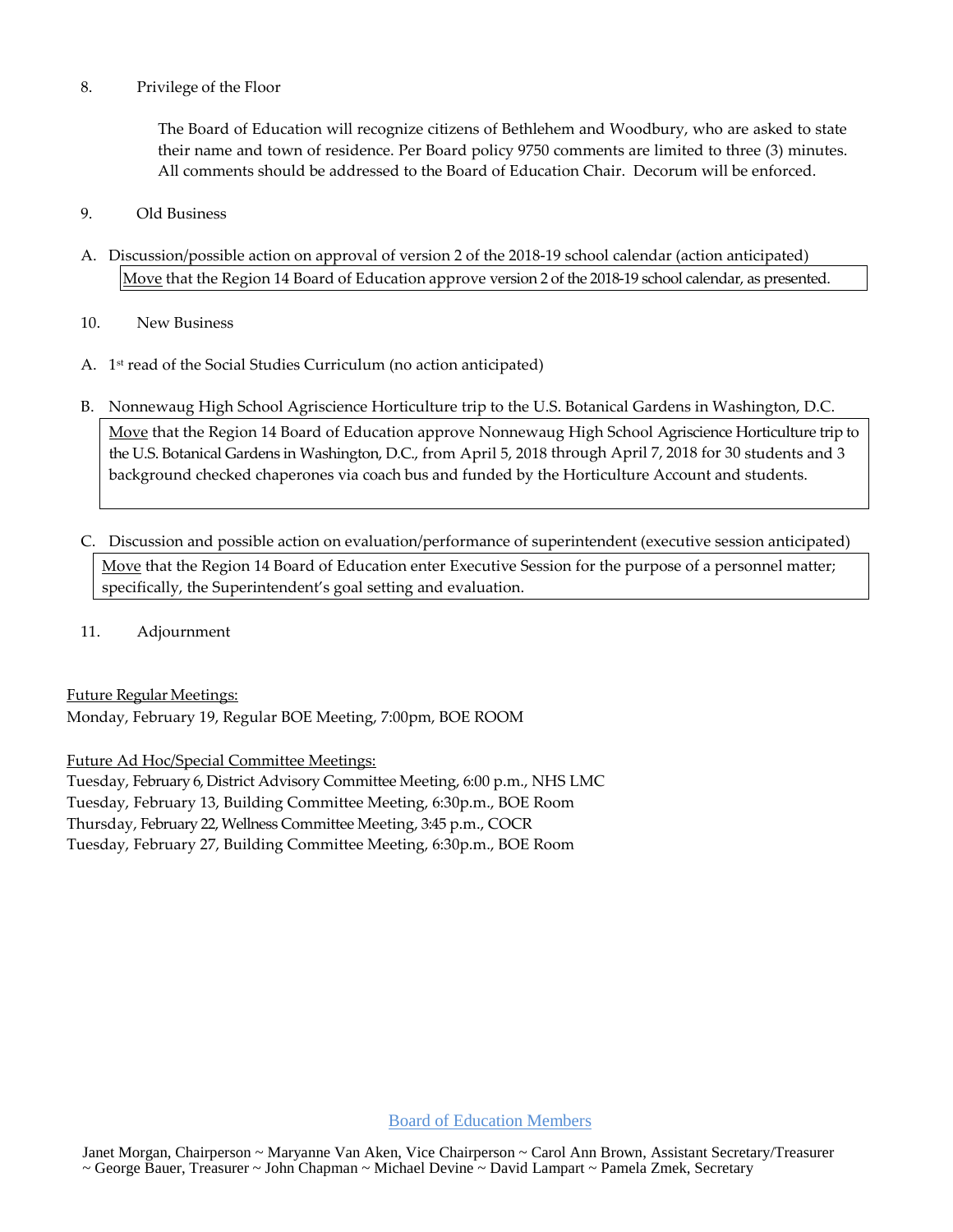8. Privilege of the Floor

The Board of Education will recognize citizens of Bethlehem and Woodbury, who are asked to state their name and town of residence. Per Board policy 9750 comments are limited to three (3) minutes. All comments should be addressed to the Board of Education Chair. Decorum will be enforced.

9. Old Business

A. Discussion/possible action on approval of version 2 of the 2018-19 school calendar (action anticipated)

> Move that the Region 14 Board of Education approve version 2 of the 2018-19 school calendar, as presented.

10. New Business

A. 1st read of the Social Studies Curriculum (no action anticipated)

B. Nonnewaug High School Agriscience Horticulture trip to the U.S. Botanical Gardens in Washington, D.C.

> Move that the Region 14 Board of Education approve Nonnewaug High School Agriscience Horticulture trip to the U.S. Botanical Gardens in Washington, D.C., from April 5, 2018 through April 7, 2018 for 30 students and 3 background checked chaperones via coach bus and funded by the Horticulture Account and students.

C. Discussion and possible action on evaluation/performance of superintendent (executive session anticipated)

> Move that the Region 14 Board of Education enter Executive Session for the purpose of a personnel matter; specifically, the Superintendent's goal setting and evaluation.

11. Adjournment

Future Regular Meetings:
Monday, February 19, Regular BOE Meeting, 7:00pm, BOE ROOM

Future Ad Hoc/Special Committee Meetings:
Tuesday, February 6, District Advisory Committee Meeting, 6:00 p.m., NHS LMC
Tuesday, February 13, Building Committee Meeting, 6:30p.m., BOE Room
Thursday, February 22, Wellness Committee Meeting, 3:45 p.m., COCR
Tuesday, February 27, Building Committee Meeting, 6:30p.m., BOE Room

Board of Education Members

Janet Morgan, Chairperson ~ Maryanne Van Aken, Vice Chairperson ~ Carol Ann Brown, Assistant Secretary/Treasurer ~ George Bauer, Treasurer ~ John Chapman ~ Michael Devine ~ David Lampart ~ Pamela Zmek, Secretary